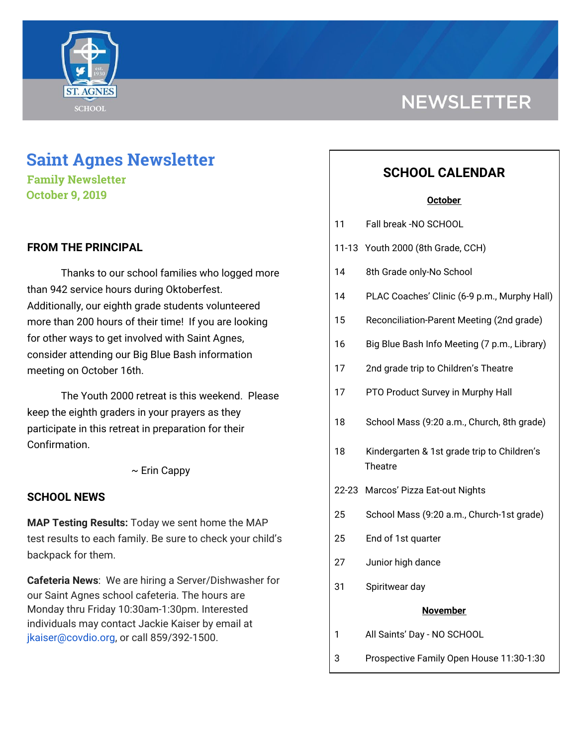NEWSLETTER

# Saint Agnes Newsletter

**Family Newsletter**
**October 9, 2019**

## FROM THE PRINCIPAL

Thanks to our school families who logged more than 942 service hours during Oktoberfest. Additionally, our eighth grade students volunteered more than 200 hours of their time! If you are looking for other ways to get involved with Saint Agnes, consider attending our Big Blue Bash information meeting on October 16th.

The Youth 2000 retreat is this weekend. Please keep the eighth graders in your prayers as they participate in this retreat in preparation for their Confirmation.

~ Erin Cappy

## SCHOOL NEWS

**MAP Testing Results:** Today we sent home the MAP test results to each family. Be sure to check your child's backpack for them.

**Cafeteria News**: We are hiring a Server/Dishwasher for our Saint Agnes school cafeteria. The hours are Monday thru Friday 10:30am-1:30pm. Interested individuals may contact Jackie Kaiser by email at jkaiser@covdio.org, or call 859/392-1500.

## SCHOOL CALENDAR

**October**

| Date | Event |
|---|---|
| 11 | Fall break -NO SCHOOL |
| 11-13 | Youth 2000 (8th Grade, CCH) |
| 14 | 8th Grade only-No School |
| 14 | PLAC Coaches' Clinic (6-9 p.m., Murphy Hall) |
| 15 | Reconciliation-Parent Meeting (2nd grade) |
| 16 | Big Blue Bash Info Meeting (7 p.m., Library) |
| 17 | 2nd grade trip to Children's Theatre |
| 17 | PTO Product Survey in Murphy Hall |
| 18 | School Mass (9:20 a.m., Church, 8th grade) |
| 18 | Kindergarten & 1st grade trip to Children's Theatre |
| 22-23 | Marcos' Pizza Eat-out Nights |
| 25 | School Mass (9:20 a.m., Church-1st grade) |
| 25 | End of 1st quarter |
| 27 | Junior high dance |
| 31 | Spiritwear day |

**November**

| Date | Event |
|---|---|
| 1 | All Saints' Day - NO SCHOOL |
| 3 | Prospective Family Open House 11:30-1:30 |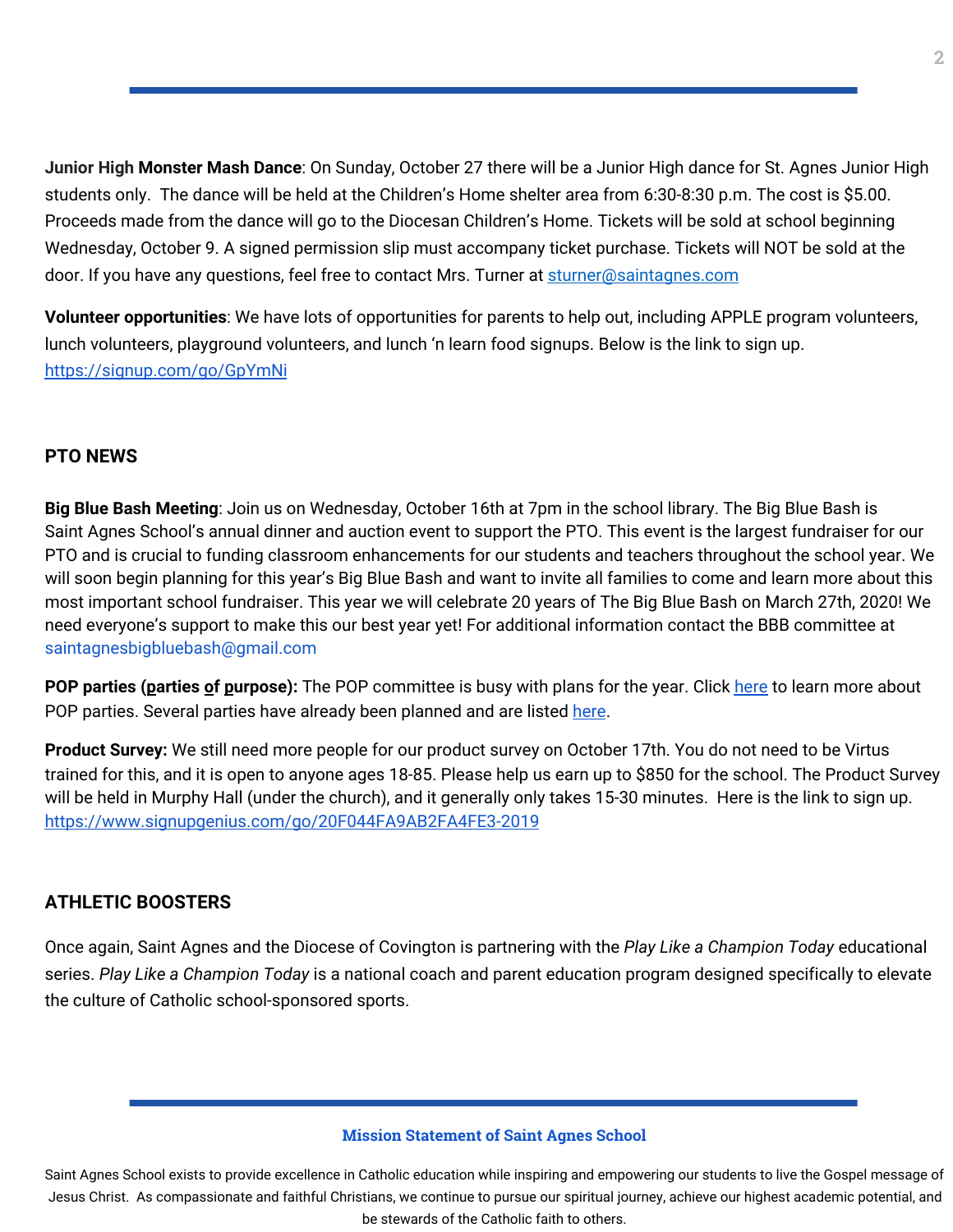**Junior High Monster Mash Dance**: On Sunday, October 27 there will be a Junior High dance for St. Agnes Junior High students only. The dance will be held at the Children's Home shelter area from 6:30-8:30 p.m. The cost is $5.00. Proceeds made from the dance will go to the Diocesan Children's Home. Tickets will be sold at school beginning Wednesday, October 9. A signed permission slip must accompany ticket purchase. Tickets will NOT be sold at the door. If you have any questions, feel free to contact Mrs. Turner at sturner@saintagnes.com

**Volunteer opportunities**: We have lots of opportunities for parents to help out, including APPLE program volunteers, lunch volunteers, playground volunteers, and lunch 'n learn food signups. Below is the link to sign up. https://signup.com/go/GpYmNi

## PTO NEWS

**Big Blue Bash Meeting**: Join us on Wednesday, October 16th at 7pm in the school library. The Big Blue Bash is Saint Agnes School's annual dinner and auction event to support the PTO. This event is the largest fundraiser for our PTO and is crucial to funding classroom enhancements for our students and teachers throughout the school year. We will soon begin planning for this year's Big Blue Bash and want to invite all families to come and learn more about this most important school fundraiser. This year we will celebrate 20 years of The Big Blue Bash on March 27th, 2020! We need everyone's support to make this our best year yet! For additional information contact the BBB committee at saintagnesbigbluebash@gmail.com

**POP parties (parties of purpose):** The POP committee is busy with plans for the year. Click here to learn more about POP parties. Several parties have already been planned and are listed here.

**Product Survey:** We still need more people for our product survey on October 17th. You do not need to be Virtus trained for this, and it is open to anyone ages 18-85. Please help us earn up to $850 for the school. The Product Survey will be held in Murphy Hall (under the church), and it generally only takes 15-30 minutes. Here is the link to sign up. https://www.signupgenius.com/go/20F044FA9AB2FA4FE3-2019

## ATHLETIC BOOSTERS

Once again, Saint Agnes and the Diocese of Covington is partnering with the *Play Like a Champion Today* educational series. *Play Like a Champion Today* is a national coach and parent education program designed specifically to elevate the culture of Catholic school-sponsored sports.

**Mission Statement of Saint Agnes School**

Saint Agnes School exists to provide excellence in Catholic education while inspiring and empowering our students to live the Gospel message of Jesus Christ. As compassionate and faithful Christians, we continue to pursue our spiritual journey, achieve our highest academic potential, and be stewards of the Catholic faith to others.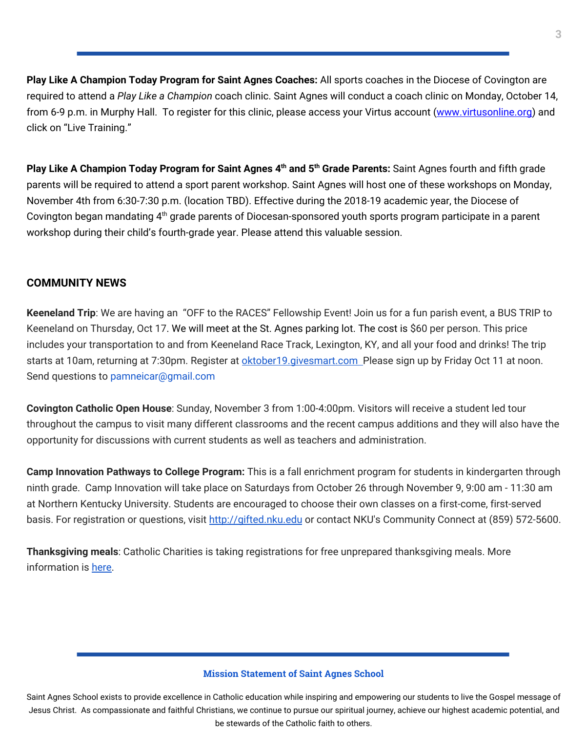**Play Like A Champion Today Program for Saint Agnes Coaches:** All sports coaches in the Diocese of Covington are required to attend a *Play Like a Champion* coach clinic. Saint Agnes will conduct a coach clinic on Monday, October 14, from 6-9 p.m. in Murphy Hall. To register for this clinic, please access your Virtus account ([www.virtusonline.org](www.virtusonline.org)) and click on "Live Training."

**Play Like A Champion Today Program for Saint Agnes 4th and 5th Grade Parents:** Saint Agnes fourth and fifth grade parents will be required to attend a sport parent workshop. Saint Agnes will host one of these workshops on Monday, November 4th from 6:30-7:30 p.m. (location TBD). Effective during the 2018-19 academic year, the Diocese of Covington began mandating 4th grade parents of Diocesan-sponsored youth sports program participate in a parent workshop during their child's fourth-grade year. Please attend this valuable session.

## COMMUNITY NEWS

**Keeneland Trip**: We are having an "OFF to the RACES" Fellowship Event! Join us for a fun parish event, a BUS TRIP to Keeneland on Thursday, Oct 17. We will meet at the St. Agnes parking lot. The cost is $60 per person. This price includes your transportation to and from Keeneland Race Track, Lexington, KY, and all your food and drinks! The trip starts at 10am, returning at 7:30pm. Register at oktober19.givesmart.com Please sign up by Friday Oct 11 at noon. Send questions to pamneicar@gmail.com

**Covington Catholic Open House**: Sunday, November 3 from 1:00-4:00pm. Visitors will receive a student led tour throughout the campus to visit many different classrooms and the recent campus additions and they will also have the opportunity for discussions with current students as well as teachers and administration.

**Camp Innovation Pathways to College Program:** This is a fall enrichment program for students in kindergarten through ninth grade. Camp Innovation will take place on Saturdays from October 26 through November 9, 9:00 am - 11:30 am at Northern Kentucky University. Students are encouraged to choose their own classes on a first-come, first-served basis. For registration or questions, visit http://gifted.nku.edu or contact NKU's Community Connect at (859) 572-5600.

**Thanksgiving meals**: Catholic Charities is taking registrations for free unprepared thanksgiving meals. More information is here.

**Mission Statement of Saint Agnes School**

Saint Agnes School exists to provide excellence in Catholic education while inspiring and empowering our students to live the Gospel message of Jesus Christ. As compassionate and faithful Christians, we continue to pursue our spiritual journey, achieve our highest academic potential, and be stewards of the Catholic faith to others.